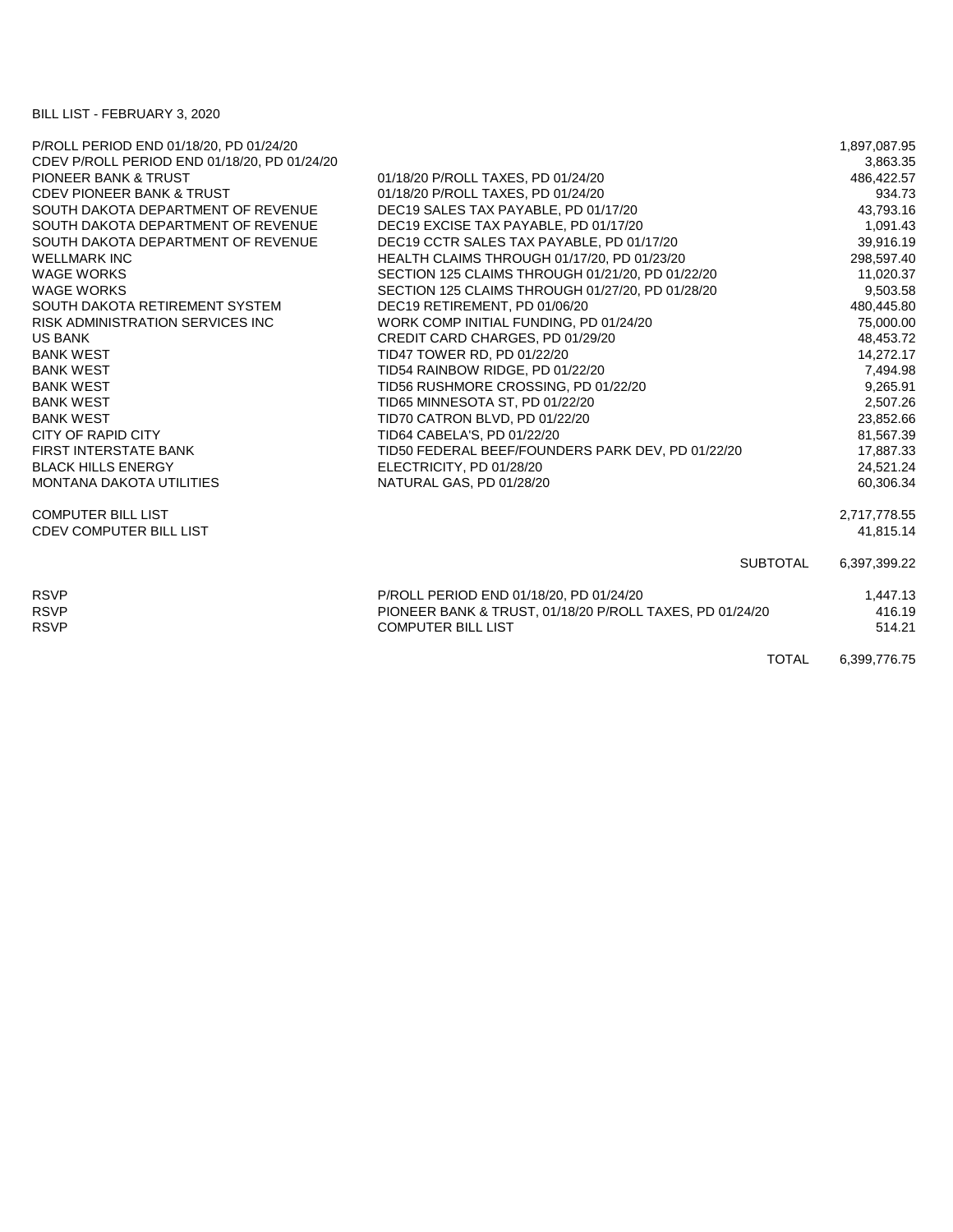BILL LIST - FEBRUARY 3, 2020

| | | |
|---|---|---|
| P/ROLL PERIOD END 01/18/20, PD 01/24/20 | | 1,897,087.95 |
| CDEV P/ROLL PERIOD END 01/18/20, PD 01/24/20 | | 3,863.35 |
| PIONEER BANK & TRUST | 01/18/20 P/ROLL TAXES, PD 01/24/20 | 486,422.57 |
| CDEV PIONEER BANK & TRUST | 01/18/20 P/ROLL TAXES, PD 01/24/20 | 934.73 |
| SOUTH DAKOTA DEPARTMENT OF REVENUE | DEC19 SALES TAX PAYABLE, PD 01/17/20 | 43,793.16 |
| SOUTH DAKOTA DEPARTMENT OF REVENUE | DEC19 EXCISE TAX PAYABLE, PD 01/17/20 | 1,091.43 |
| SOUTH DAKOTA DEPARTMENT OF REVENUE | DEC19 CCTR SALES TAX PAYABLE, PD 01/17/20 | 39,916.19 |
| WELLMARK INC | HEALTH CLAIMS THROUGH 01/17/20, PD 01/23/20 | 298,597.40 |
| WAGE WORKS | SECTION 125 CLAIMS THROUGH 01/21/20, PD 01/22/20 | 11,020.37 |
| WAGE WORKS | SECTION 125 CLAIMS THROUGH 01/27/20, PD 01/28/20 | 9,503.58 |
| SOUTH DAKOTA RETIREMENT SYSTEM | DEC19 RETIREMENT, PD 01/06/20 | 480,445.80 |
| RISK ADMINISTRATION SERVICES INC | WORK COMP INITIAL FUNDING, PD 01/24/20 | 75,000.00 |
| US BANK | CREDIT CARD CHARGES, PD 01/29/20 | 48,453.72 |
| BANK WEST | TID47 TOWER RD, PD 01/22/20 | 14,272.17 |
| BANK WEST | TID54 RAINBOW RIDGE, PD 01/22/20 | 7,494.98 |
| BANK WEST | TID56 RUSHMORE CROSSING, PD 01/22/20 | 9,265.91 |
| BANK WEST | TID65 MINNESOTA ST, PD 01/22/20 | 2,507.26 |
| BANK WEST | TID70 CATRON BLVD, PD 01/22/20 | 23,852.66 |
| CITY OF RAPID CITY | TID64 CABELA'S, PD 01/22/20 | 81,567.39 |
| FIRST INTERSTATE BANK | TID50 FEDERAL BEEF/FOUNDERS PARK DEV, PD 01/22/20 | 17,887.33 |
| BLACK HILLS ENERGY | ELECTRICITY, PD 01/28/20 | 24,521.24 |
| MONTANA DAKOTA UTILITIES | NATURAL GAS, PD 01/28/20 | 60,306.34 |
| | | |
| COMPUTER BILL LIST | | 2,717,778.55 |
| CDEV COMPUTER BILL LIST | | 41,815.14 |
| | | |
| | SUBTOTAL | 6,397,399.22 |
| | | |
| RSVP | P/ROLL PERIOD END 01/18/20, PD 01/24/20 | 1,447.13 |
| RSVP | PIONEER BANK & TRUST, 01/18/20 P/ROLL TAXES, PD 01/24/20 | 416.19 |
| RSVP | COMPUTER BILL LIST | 514.21 |
| | | |
| | TOTAL | 6,399,776.75 |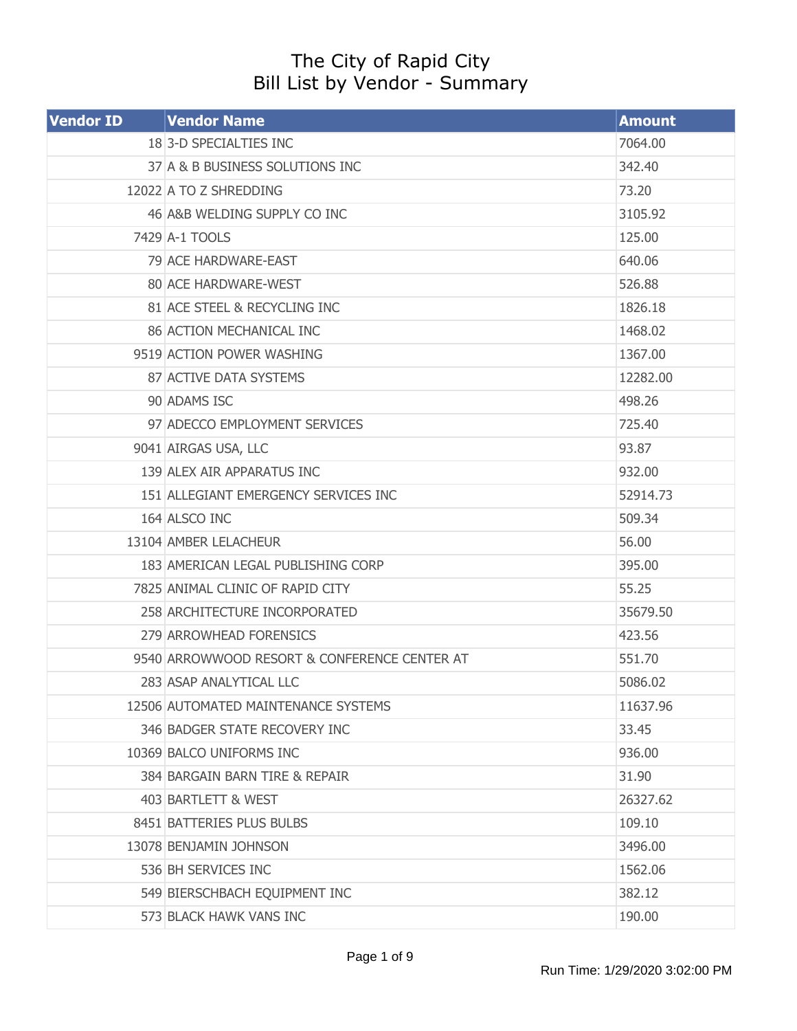# The City of Rapid City
## Bill List by Vendor - Summary

| Vendor ID | Vendor Name | Amount |
|---|---|---|
| 18 | 3-D SPECIALTIES INC | 7064.00 |
| 37 | A & B BUSINESS SOLUTIONS INC | 342.40 |
| 12022 | A TO Z SHREDDING | 73.20 |
| 46 | A&B WELDING SUPPLY CO INC | 3105.92 |
| 7429 | A-1 TOOLS | 125.00 |
| 79 | ACE HARDWARE-EAST | 640.06 |
| 80 | ACE HARDWARE-WEST | 526.88 |
| 81 | ACE STEEL & RECYCLING INC | 1826.18 |
| 86 | ACTION MECHANICAL INC | 1468.02 |
| 9519 | ACTION POWER WASHING | 1367.00 |
| 87 | ACTIVE DATA SYSTEMS | 12282.00 |
| 90 | ADAMS ISC | 498.26 |
| 97 | ADECCO EMPLOYMENT SERVICES | 725.40 |
| 9041 | AIRGAS USA, LLC | 93.87 |
| 139 | ALEX AIR APPARATUS INC | 932.00 |
| 151 | ALLEGIANT EMERGENCY SERVICES INC | 52914.73 |
| 164 | ALSCO INC | 509.34 |
| 13104 | AMBER LELACHEUR | 56.00 |
| 183 | AMERICAN LEGAL PUBLISHING CORP | 395.00 |
| 7825 | ANIMAL CLINIC OF RAPID CITY | 55.25 |
| 258 | ARCHITECTURE INCORPORATED | 35679.50 |
| 279 | ARROWHEAD FORENSICS | 423.56 |
| 9540 | ARROWWOOD RESORT & CONFERENCE CENTER AT | 551.70 |
| 283 | ASAP ANALYTICAL LLC | 5086.02 |
| 12506 | AUTOMATED MAINTENANCE SYSTEMS | 11637.96 |
| 346 | BADGER STATE RECOVERY INC | 33.45 |
| 10369 | BALCO UNIFORMS INC | 936.00 |
| 384 | BARGAIN BARN TIRE & REPAIR | 31.90 |
| 403 | BARTLETT & WEST | 26327.62 |
| 8451 | BATTERIES PLUS BULBS | 109.10 |
| 13078 | BENJAMIN JOHNSON | 3496.00 |
| 536 | BH SERVICES INC | 1562.06 |
| 549 | BIERSCHBACH EQUIPMENT INC | 382.12 |
| 573 | BLACK HAWK VANS INC | 190.00 |

Run Time: 1/29/2020 3:02:00 PM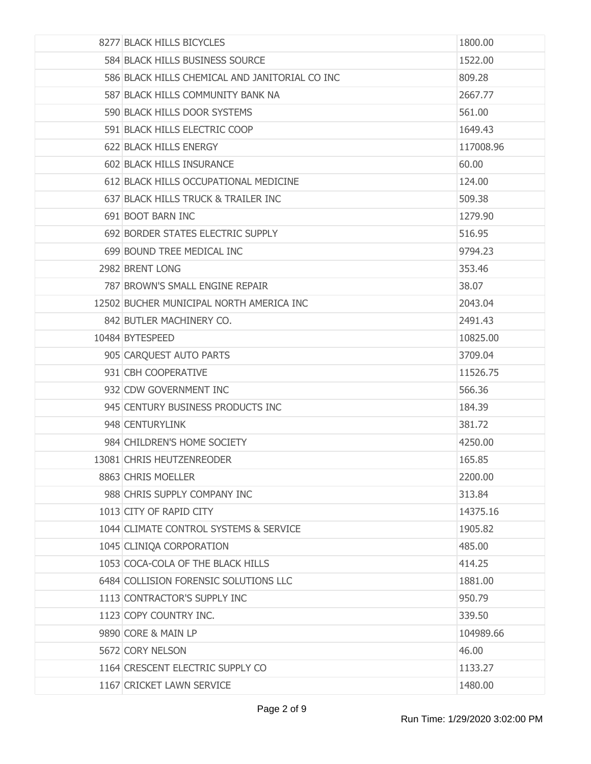| | | |
|---|---|---|
| 8277 | BLACK HILLS BICYCLES | 1800.00 |
| 584 | BLACK HILLS BUSINESS SOURCE | 1522.00 |
| 586 | BLACK HILLS CHEMICAL AND JANITORIAL CO INC | 809.28 |
| 587 | BLACK HILLS COMMUNITY BANK NA | 2667.77 |
| 590 | BLACK HILLS DOOR SYSTEMS | 561.00 |
| 591 | BLACK HILLS ELECTRIC COOP | 1649.43 |
| 622 | BLACK HILLS ENERGY | 117008.96 |
| 602 | BLACK HILLS INSURANCE | 60.00 |
| 612 | BLACK HILLS OCCUPATIONAL MEDICINE | 124.00 |
| 637 | BLACK HILLS TRUCK & TRAILER INC | 509.38 |
| 691 | BOOT BARN INC | 1279.90 |
| 692 | BORDER STATES ELECTRIC SUPPLY | 516.95 |
| 699 | BOUND TREE MEDICAL INC | 9794.23 |
| 2982 | BRENT LONG | 353.46 |
| 787 | BROWN'S SMALL ENGINE REPAIR | 38.07 |
| 12502 | BUCHER MUNICIPAL NORTH AMERICA INC | 2043.04 |
| 842 | BUTLER MACHINERY CO. | 2491.43 |
| 10484 | BYTESPEED | 10825.00 |
| 905 | CARQUEST AUTO PARTS | 3709.04 |
| 931 | CBH COOPERATIVE | 11526.75 |
| 932 | CDW GOVERNMENT INC | 566.36 |
| 945 | CENTURY BUSINESS PRODUCTS INC | 184.39 |
| 948 | CENTURYLINK | 381.72 |
| 984 | CHILDREN'S HOME SOCIETY | 4250.00 |
| 13081 | CHRIS HEUTZENREODER | 165.85 |
| 8863 | CHRIS MOELLER | 2200.00 |
| 988 | CHRIS SUPPLY COMPANY INC | 313.84 |
| 1013 | CITY OF RAPID CITY | 14375.16 |
| 1044 | CLIMATE CONTROL SYSTEMS & SERVICE | 1905.82 |
| 1045 | CLINIQA CORPORATION | 485.00 |
| 1053 | COCA-COLA OF THE BLACK HILLS | 414.25 |
| 6484 | COLLISION FORENSIC SOLUTIONS LLC | 1881.00 |
| 1113 | CONTRACTOR'S SUPPLY INC | 950.79 |
| 1123 | COPY COUNTRY INC. | 339.50 |
| 9890 | CORE & MAIN LP | 104989.66 |
| 5672 | CORY NELSON | 46.00 |
| 1164 | CRESCENT ELECTRIC SUPPLY CO | 1133.27 |
| 1167 | CRICKET LAWN SERVICE | 1480.00 |

Run Time: 1/29/2020 3:02:00 PM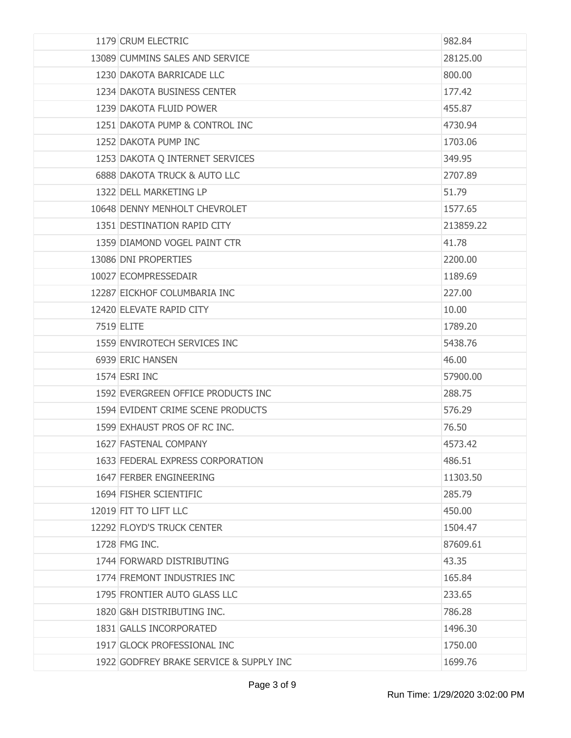| | | |
|---|---|---|
| 1179 | CRUM ELECTRIC | 982.84 |
| 13089 | CUMMINS SALES AND SERVICE | 28125.00 |
| 1230 | DAKOTA BARRICADE LLC | 800.00 |
| 1234 | DAKOTA BUSINESS CENTER | 177.42 |
| 1239 | DAKOTA FLUID POWER | 455.87 |
| 1251 | DAKOTA PUMP & CONTROL INC | 4730.94 |
| 1252 | DAKOTA PUMP INC | 1703.06 |
| 1253 | DAKOTA Q INTERNET SERVICES | 349.95 |
| 6888 | DAKOTA TRUCK & AUTO LLC | 2707.89 |
| 1322 | DELL MARKETING LP | 51.79 |
| 10648 | DENNY MENHOLT CHEVROLET | 1577.65 |
| 1351 | DESTINATION RAPID CITY | 213859.22 |
| 1359 | DIAMOND VOGEL PAINT CTR | 41.78 |
| 13086 | DNI PROPERTIES | 2200.00 |
| 10027 | ECOMPRESSEDAIR | 1189.69 |
| 12287 | EICKHOF COLUMBARIA INC | 227.00 |
| 12420 | ELEVATE RAPID CITY | 10.00 |
| 7519 | ELITE | 1789.20 |
| 1559 | ENVIROTECH SERVICES INC | 5438.76 |
| 6939 | ERIC HANSEN | 46.00 |
| 1574 | ESRI INC | 57900.00 |
| 1592 | EVERGREEN OFFICE PRODUCTS INC | 288.75 |
| 1594 | EVIDENT CRIME SCENE PRODUCTS | 576.29 |
| 1599 | EXHAUST PROS OF RC INC. | 76.50 |
| 1627 | FASTENAL COMPANY | 4573.42 |
| 1633 | FEDERAL EXPRESS CORPORATION | 486.51 |
| 1647 | FERBER ENGINEERING | 11303.50 |
| 1694 | FISHER SCIENTIFIC | 285.79 |
| 12019 | FIT TO LIFT LLC | 450.00 |
| 12292 | FLOYD'S TRUCK CENTER | 1504.47 |
| 1728 | FMG INC. | 87609.61 |
| 1744 | FORWARD DISTRIBUTING | 43.35 |
| 1774 | FREMONT INDUSTRIES INC | 165.84 |
| 1795 | FRONTIER AUTO GLASS LLC | 233.65 |
| 1820 | G&H DISTRIBUTING INC. | 786.28 |
| 1831 | GALLS INCORPORATED | 1496.30 |
| 1917 | GLOCK PROFESSIONAL INC | 1750.00 |
| 1922 | GODFREY BRAKE SERVICE & SUPPLY INC | 1699.76 |

Run Time: 1/29/2020 3:02:00 PM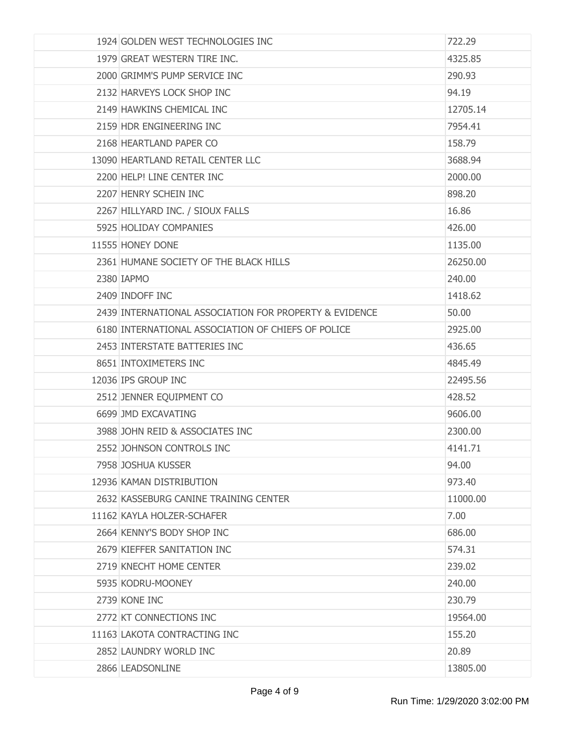| | | |
|---|---|---|
| 1924 | GOLDEN WEST TECHNOLOGIES INC | 722.29 |
| 1979 | GREAT WESTERN TIRE INC. | 4325.85 |
| 2000 | GRIMM'S PUMP SERVICE INC | 290.93 |
| 2132 | HARVEYS LOCK SHOP INC | 94.19 |
| 2149 | HAWKINS CHEMICAL INC | 12705.14 |
| 2159 | HDR ENGINEERING INC | 7954.41 |
| 2168 | HEARTLAND PAPER CO | 158.79 |
| 13090 | HEARTLAND RETAIL CENTER LLC | 3688.94 |
| 2200 | HELP! LINE CENTER INC | 2000.00 |
| 2207 | HENRY SCHEIN INC | 898.20 |
| 2267 | HILLYARD INC. / SIOUX FALLS | 16.86 |
| 5925 | HOLIDAY COMPANIES | 426.00 |
| 11555 | HONEY DONE | 1135.00 |
| 2361 | HUMANE SOCIETY OF THE BLACK HILLS | 26250.00 |
| 2380 | IAPMO | 240.00 |
| 2409 | INDOFF INC | 1418.62 |
| 2439 | INTERNATIONAL ASSOCIATION FOR PROPERTY & EVIDENCE | 50.00 |
| 6180 | INTERNATIONAL ASSOCIATION OF CHIEFS OF POLICE | 2925.00 |
| 2453 | INTERSTATE BATTERIES INC | 436.65 |
| 8651 | INTOXIMETERS INC | 4845.49 |
| 12036 | IPS GROUP INC | 22495.56 |
| 2512 | JENNER EQUIPMENT CO | 428.52 |
| 6699 | JMD EXCAVATING | 9606.00 |
| 3988 | JOHN REID & ASSOCIATES INC | 2300.00 |
| 2552 | JOHNSON CONTROLS INC | 4141.71 |
| 7958 | JOSHUA KUSSER | 94.00 |
| 12936 | KAMAN DISTRIBUTION | 973.40 |
| 2632 | KASSEBURG CANINE TRAINING CENTER | 11000.00 |
| 11162 | KAYLA HOLZER-SCHAFER | 7.00 |
| 2664 | KENNY'S BODY SHOP INC | 686.00 |
| 2679 | KIEFFER SANITATION INC | 574.31 |
| 2719 | KNECHT HOME CENTER | 239.02 |
| 5935 | KODRU-MOONEY | 240.00 |
| 2739 | KONE INC | 230.79 |
| 2772 | KT CONNECTIONS INC | 19564.00 |
| 11163 | LAKOTA CONTRACTING INC | 155.20 |
| 2852 | LAUNDRY WORLD INC | 20.89 |
| 2866 | LEADSONLINE | 13805.00 |

Run Time: 1/29/2020 3:02:00 PM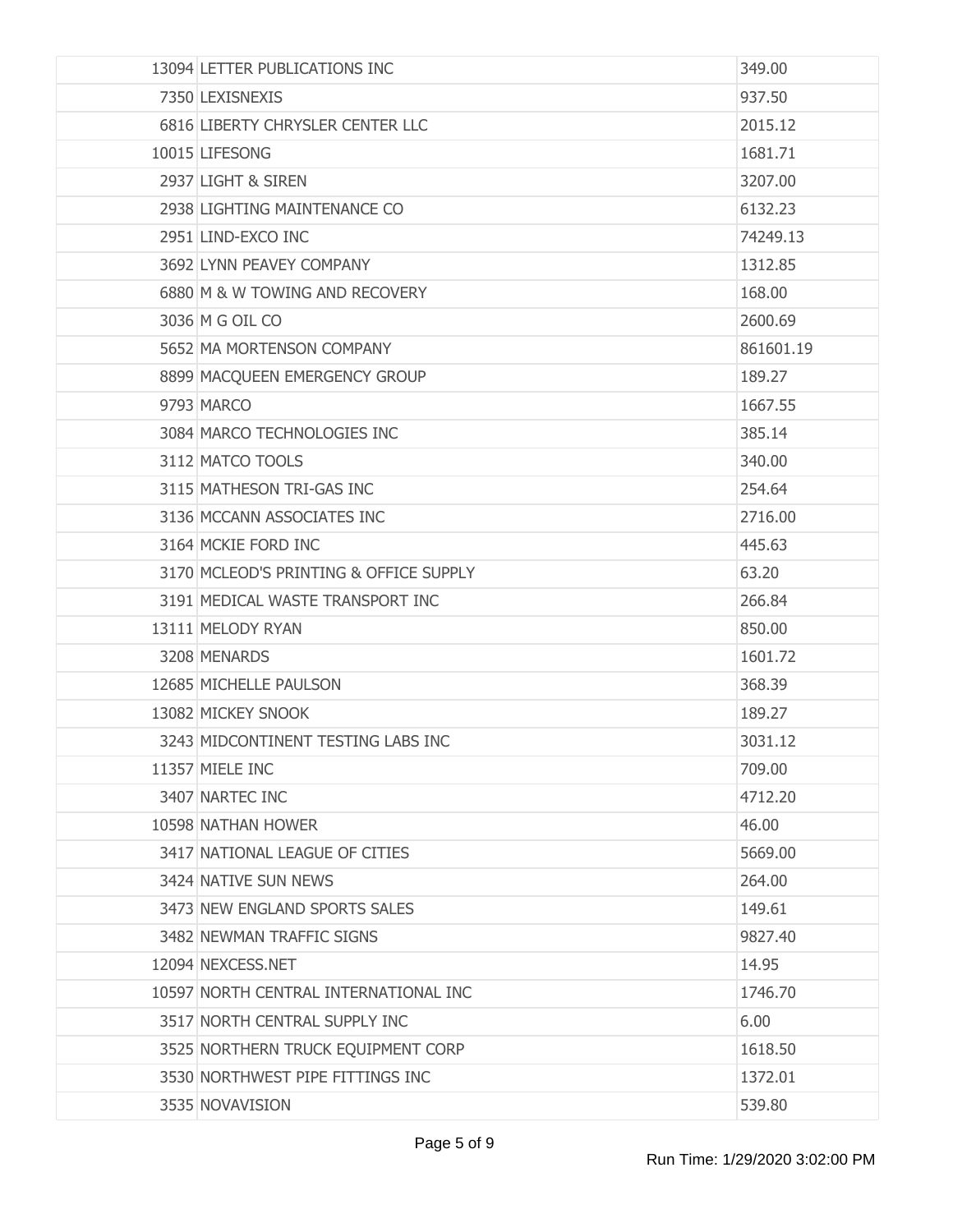| | | |
|---|---|---|
| 13094 | LETTER PUBLICATIONS INC | 349.00 |
| 7350 | LEXISNEXIS | 937.50 |
| 6816 | LIBERTY CHRYSLER CENTER LLC | 2015.12 |
| 10015 | LIFESONG | 1681.71 |
| 2937 | LIGHT & SIREN | 3207.00 |
| 2938 | LIGHTING MAINTENANCE CO | 6132.23 |
| 2951 | LIND-EXCO INC | 74249.13 |
| 3692 | LYNN PEAVEY COMPANY | 1312.85 |
| 6880 | M & W TOWING AND RECOVERY | 168.00 |
| 3036 | M G OIL CO | 2600.69 |
| 5652 | MA MORTENSON COMPANY | 861601.19 |
| 8899 | MACQUEEN EMERGENCY GROUP | 189.27 |
| 9793 | MARCO | 1667.55 |
| 3084 | MARCO TECHNOLOGIES INC | 385.14 |
| 3112 | MATCO TOOLS | 340.00 |
| 3115 | MATHESON TRI-GAS INC | 254.64 |
| 3136 | MCCANN ASSOCIATES INC | 2716.00 |
| 3164 | MCKIE FORD INC | 445.63 |
| 3170 | MCLEOD'S PRINTING & OFFICE SUPPLY | 63.20 |
| 3191 | MEDICAL WASTE TRANSPORT INC | 266.84 |
| 13111 | MELODY RYAN | 850.00 |
| 3208 | MENARDS | 1601.72 |
| 12685 | MICHELLE PAULSON | 368.39 |
| 13082 | MICKEY SNOOK | 189.27 |
| 3243 | MIDCONTINENT TESTING LABS INC | 3031.12 |
| 11357 | MIELE INC | 709.00 |
| 3407 | NARTEC INC | 4712.20 |
| 10598 | NATHAN HOWER | 46.00 |
| 3417 | NATIONAL LEAGUE OF CITIES | 5669.00 |
| 3424 | NATIVE SUN NEWS | 264.00 |
| 3473 | NEW ENGLAND SPORTS SALES | 149.61 |
| 3482 | NEWMAN TRAFFIC SIGNS | 9827.40 |
| 12094 | NEXCESS.NET | 14.95 |
| 10597 | NORTH CENTRAL INTERNATIONAL INC | 1746.70 |
| 3517 | NORTH CENTRAL SUPPLY INC | 6.00 |
| 3525 | NORTHERN TRUCK EQUIPMENT CORP | 1618.50 |
| 3530 | NORTHWEST PIPE FITTINGS INC | 1372.01 |
| 3535 | NOVAVISION | 539.80 |

Run Time: 1/29/2020 3:02:00 PM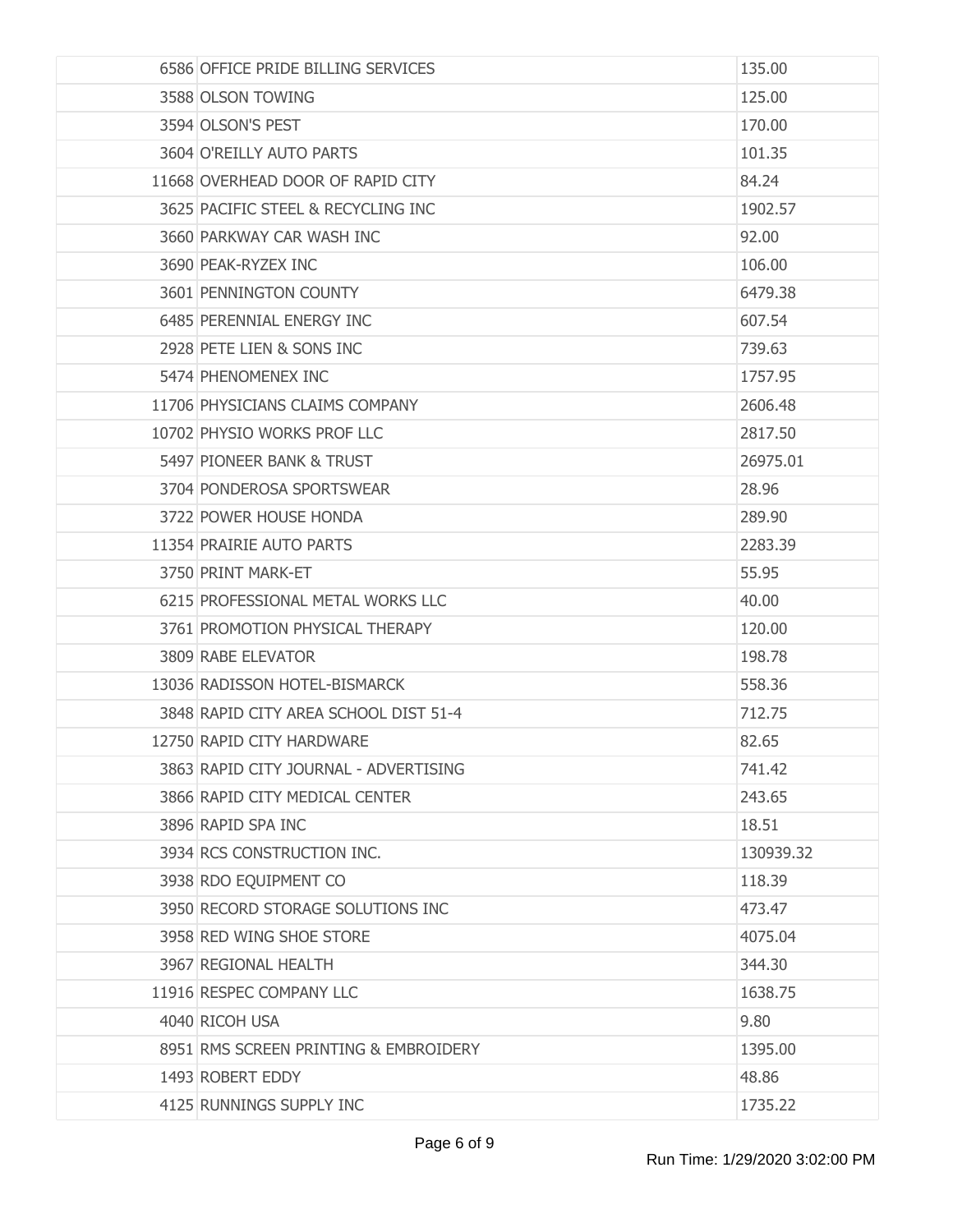| | | |
|---|---|---|
| 6586 | OFFICE PRIDE BILLING SERVICES | 135.00 |
| 3588 | OLSON TOWING | 125.00 |
| 3594 | OLSON'S PEST | 170.00 |
| 3604 | O'REILLY AUTO PARTS | 101.35 |
| 11668 | OVERHEAD DOOR OF RAPID CITY | 84.24 |
| 3625 | PACIFIC STEEL & RECYCLING INC | 1902.57 |
| 3660 | PARKWAY CAR WASH INC | 92.00 |
| 3690 | PEAK-RYZEX INC | 106.00 |
| 3601 | PENNINGTON COUNTY | 6479.38 |
| 6485 | PERENNIAL ENERGY INC | 607.54 |
| 2928 | PETE LIEN & SONS INC | 739.63 |
| 5474 | PHENOMENEX INC | 1757.95 |
| 11706 | PHYSICIANS CLAIMS COMPANY | 2606.48 |
| 10702 | PHYSIO WORKS PROF LLC | 2817.50 |
| 5497 | PIONEER BANK & TRUST | 26975.01 |
| 3704 | PONDEROSA SPORTSWEAR | 28.96 |
| 3722 | POWER HOUSE HONDA | 289.90 |
| 11354 | PRAIRIE AUTO PARTS | 2283.39 |
| 3750 | PRINT MARK-ET | 55.95 |
| 6215 | PROFESSIONAL METAL WORKS LLC | 40.00 |
| 3761 | PROMOTION PHYSICAL THERAPY | 120.00 |
| 3809 | RABE ELEVATOR | 198.78 |
| 13036 | RADISSON HOTEL-BISMARCK | 558.36 |
| 3848 | RAPID CITY AREA SCHOOL DIST 51-4 | 712.75 |
| 12750 | RAPID CITY HARDWARE | 82.65 |
| 3863 | RAPID CITY JOURNAL - ADVERTISING | 741.42 |
| 3866 | RAPID CITY MEDICAL CENTER | 243.65 |
| 3896 | RAPID SPA INC | 18.51 |
| 3934 | RCS CONSTRUCTION INC. | 130939.32 |
| 3938 | RDO EQUIPMENT CO | 118.39 |
| 3950 | RECORD STORAGE SOLUTIONS INC | 473.47 |
| 3958 | RED WING SHOE STORE | 4075.04 |
| 3967 | REGIONAL HEALTH | 344.30 |
| 11916 | RESPEC COMPANY LLC | 1638.75 |
| 4040 | RICOH USA | 9.80 |
| 8951 | RMS SCREEN PRINTING & EMBROIDERY | 1395.00 |
| 1493 | ROBERT EDDY | 48.86 |
| 4125 | RUNNINGS SUPPLY INC | 1735.22 |

Run Time: 1/29/2020 3:02:00 PM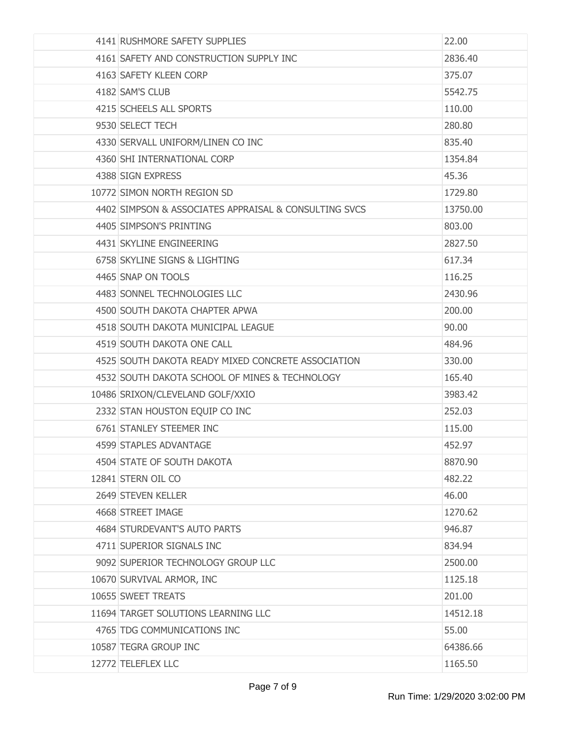| | | |
|---|---|---|
| 4141 | RUSHMORE SAFETY SUPPLIES | 22.00 |
| 4161 | SAFETY AND CONSTRUCTION SUPPLY INC | 2836.40 |
| 4163 | SAFETY KLEEN CORP | 375.07 |
| 4182 | SAM'S CLUB | 5542.75 |
| 4215 | SCHEELS ALL SPORTS | 110.00 |
| 9530 | SELECT TECH | 280.80 |
| 4330 | SERVALL UNIFORM/LINEN CO INC | 835.40 |
| 4360 | SHI INTERNATIONAL CORP | 1354.84 |
| 4388 | SIGN EXPRESS | 45.36 |
| 10772 | SIMON NORTH REGION SD | 1729.80 |
| 4402 | SIMPSON & ASSOCIATES APPRAISAL & CONSULTING SVCS | 13750.00 |
| 4405 | SIMPSON'S PRINTING | 803.00 |
| 4431 | SKYLINE ENGINEERING | 2827.50 |
| 6758 | SKYLINE SIGNS & LIGHTING | 617.34 |
| 4465 | SNAP ON TOOLS | 116.25 |
| 4483 | SONNEL TECHNOLOGIES LLC | 2430.96 |
| 4500 | SOUTH DAKOTA CHAPTER APWA | 200.00 |
| 4518 | SOUTH DAKOTA MUNICIPAL LEAGUE | 90.00 |
| 4519 | SOUTH DAKOTA ONE CALL | 484.96 |
| 4525 | SOUTH DAKOTA READY MIXED CONCRETE ASSOCIATION | 330.00 |
| 4532 | SOUTH DAKOTA SCHOOL OF MINES & TECHNOLOGY | 165.40 |
| 10486 | SRIXON/CLEVELAND GOLF/XXIO | 3983.42 |
| 2332 | STAN HOUSTON EQUIP CO INC | 252.03 |
| 6761 | STANLEY STEEMER INC | 115.00 |
| 4599 | STAPLES ADVANTAGE | 452.97 |
| 4504 | STATE OF SOUTH DAKOTA | 8870.90 |
| 12841 | STERN OIL CO | 482.22 |
| 2649 | STEVEN KELLER | 46.00 |
| 4668 | STREET IMAGE | 1270.62 |
| 4684 | STURDEVANT'S AUTO PARTS | 946.87 |
| 4711 | SUPERIOR SIGNALS INC | 834.94 |
| 9092 | SUPERIOR TECHNOLOGY GROUP LLC | 2500.00 |
| 10670 | SURVIVAL ARMOR, INC | 1125.18 |
| 10655 | SWEET TREATS | 201.00 |
| 11694 | TARGET SOLUTIONS LEARNING LLC | 14512.18 |
| 4765 | TDG COMMUNICATIONS INC | 55.00 |
| 10587 | TEGRA GROUP INC | 64386.66 |
| 12772 | TELEFLEX LLC | 1165.50 |

Run Time: 1/29/2020 3:02:00 PM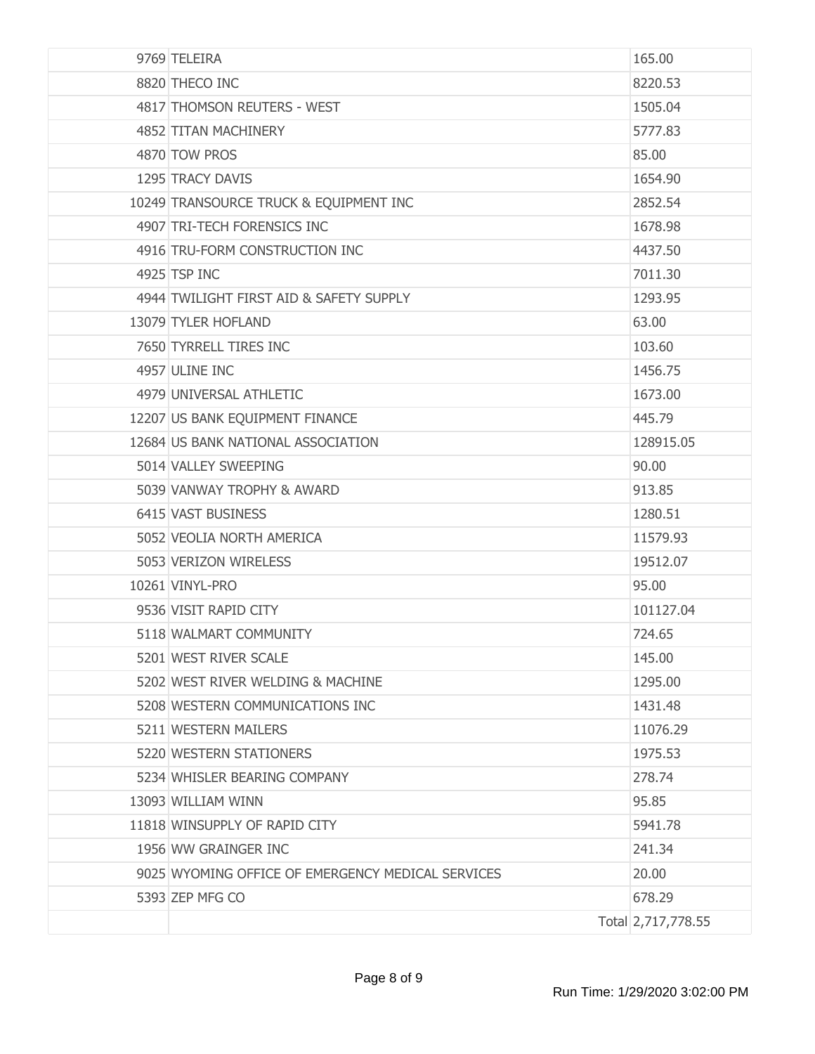| | | |
|---|---|---|
| 9769 | TELEIRA | 165.00 |
| 8820 | THECO INC | 8220.53 |
| 4817 | THOMSON REUTERS - WEST | 1505.04 |
| 4852 | TITAN MACHINERY | 5777.83 |
| 4870 | TOW PROS | 85.00 |
| 1295 | TRACY DAVIS | 1654.90 |
| 10249 | TRANSOURCE TRUCK & EQUIPMENT INC | 2852.54 |
| 4907 | TRI-TECH FORENSICS INC | 1678.98 |
| 4916 | TRU-FORM CONSTRUCTION INC | 4437.50 |
| 4925 | TSP INC | 7011.30 |
| 4944 | TWILIGHT FIRST AID & SAFETY SUPPLY | 1293.95 |
| 13079 | TYLER HOFLAND | 63.00 |
| 7650 | TYRRELL TIRES INC | 103.60 |
| 4957 | ULINE INC | 1456.75 |
| 4979 | UNIVERSAL ATHLETIC | 1673.00 |
| 12207 | US BANK EQUIPMENT FINANCE | 445.79 |
| 12684 | US BANK NATIONAL ASSOCIATION | 128915.05 |
| 5014 | VALLEY SWEEPING | 90.00 |
| 5039 | VANWAY TROPHY & AWARD | 913.85 |
| 6415 | VAST BUSINESS | 1280.51 |
| 5052 | VEOLIA NORTH AMERICA | 11579.93 |
| 5053 | VERIZON WIRELESS | 19512.07 |
| 10261 | VINYL-PRO | 95.00 |
| 9536 | VISIT RAPID CITY | 101127.04 |
| 5118 | WALMART COMMUNITY | 724.65 |
| 5201 | WEST RIVER SCALE | 145.00 |
| 5202 | WEST RIVER WELDING & MACHINE | 1295.00 |
| 5208 | WESTERN COMMUNICATIONS INC | 1431.48 |
| 5211 | WESTERN MAILERS | 11076.29 |
| 5220 | WESTERN STATIONERS | 1975.53 |
| 5234 | WHISLER BEARING COMPANY | 278.74 |
| 13093 | WILLIAM WINN | 95.85 |
| 11818 | WINSUPPLY OF RAPID CITY | 5941.78 |
| 1956 | WW GRAINGER INC | 241.34 |
| 9025 | WYOMING OFFICE OF EMERGENCY MEDICAL SERVICES | 20.00 |
| 5393 | ZEP MFG CO | 678.29 |
| | | Total 2,717,778.55 |

Run Time: 1/29/2020 3:02:00 PM